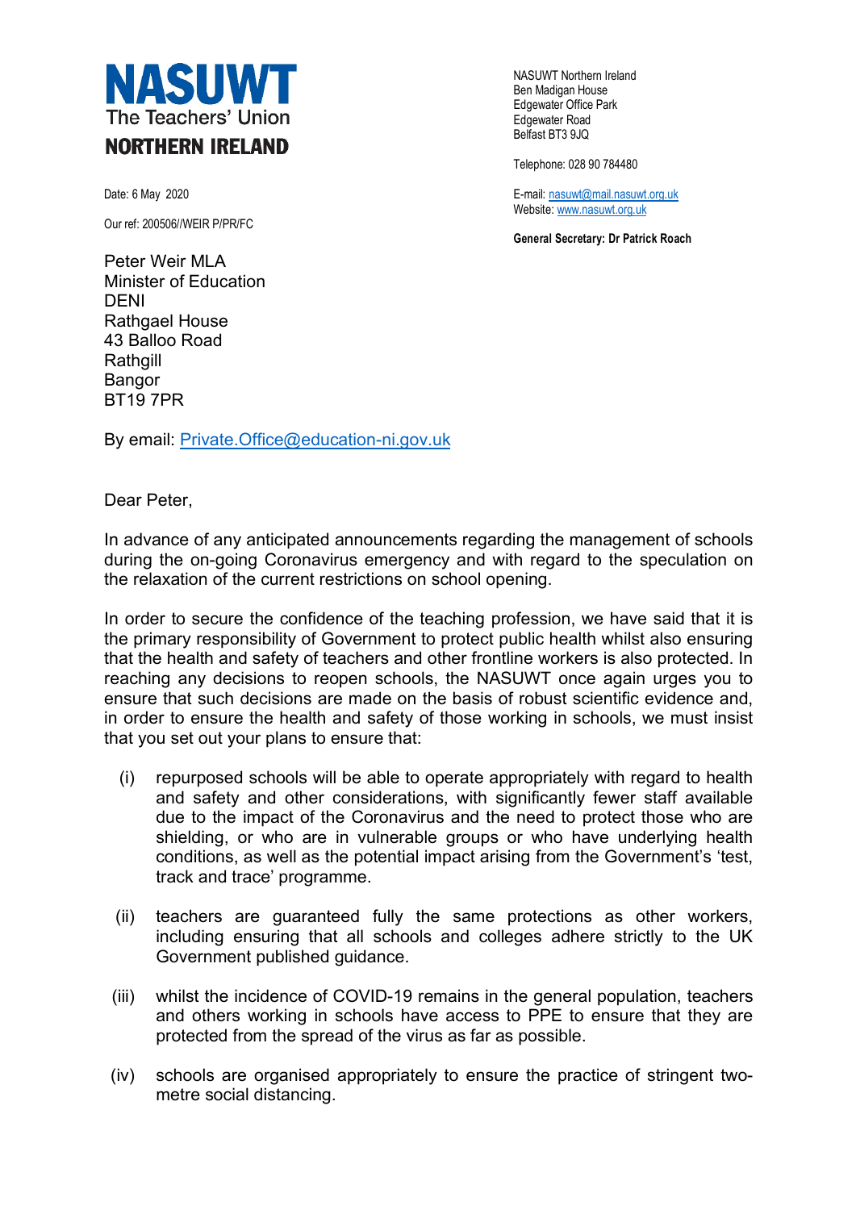# NASUWT
The Teachers' Union
**NORTHERN IRELAND**

NASUWT Northern Ireland
Ben Madigan House
Edgewater Office Park
Edgewater Road
Belfast BT3 9JQ

Telephone: 028 90 784480

E-mail: nasuwt@mail.nasuwt.org.uk
Website: www.nasuwt.org.uk

**General Secretary: Dr Patrick Roach**

Date: 6 May 2020

Our ref: 200506//WEIR P/PR/FC

Peter Weir MLA
Minister of Education
DENI
Rathgael House
43 Balloo Road
Rathgill
Bangor
BT19 7PR

By email: Private.Office@education-ni.gov.uk

Dear Peter,

In advance of any anticipated announcements regarding the management of schools during the on-going Coronavirus emergency and with regard to the speculation on the relaxation of the current restrictions on school opening.

In order to secure the confidence of the teaching profession, we have said that it is the primary responsibility of Government to protect public health whilst also ensuring that the health and safety of teachers and other frontline workers is also protected. In reaching any decisions to reopen schools, the NASUWT once again urges you to ensure that such decisions are made on the basis of robust scientific evidence and, in order to ensure the health and safety of those working in schools, we must insist that you set out your plans to ensure that:

(i) repurposed schools will be able to operate appropriately with regard to health and safety and other considerations, with significantly fewer staff available due to the impact of the Coronavirus and the need to protect those who are shielding, or who are in vulnerable groups or who have underlying health conditions, as well as the potential impact arising from the Government's 'test, track and trace' programme.

(ii) teachers are guaranteed fully the same protections as other workers, including ensuring that all schools and colleges adhere strictly to the UK Government published guidance.

(iii) whilst the incidence of COVID-19 remains in the general population, teachers and others working in schools have access to PPE to ensure that they are protected from the spread of the virus as far as possible.

(iv) schools are organised appropriately to ensure the practice of stringent two-metre social distancing.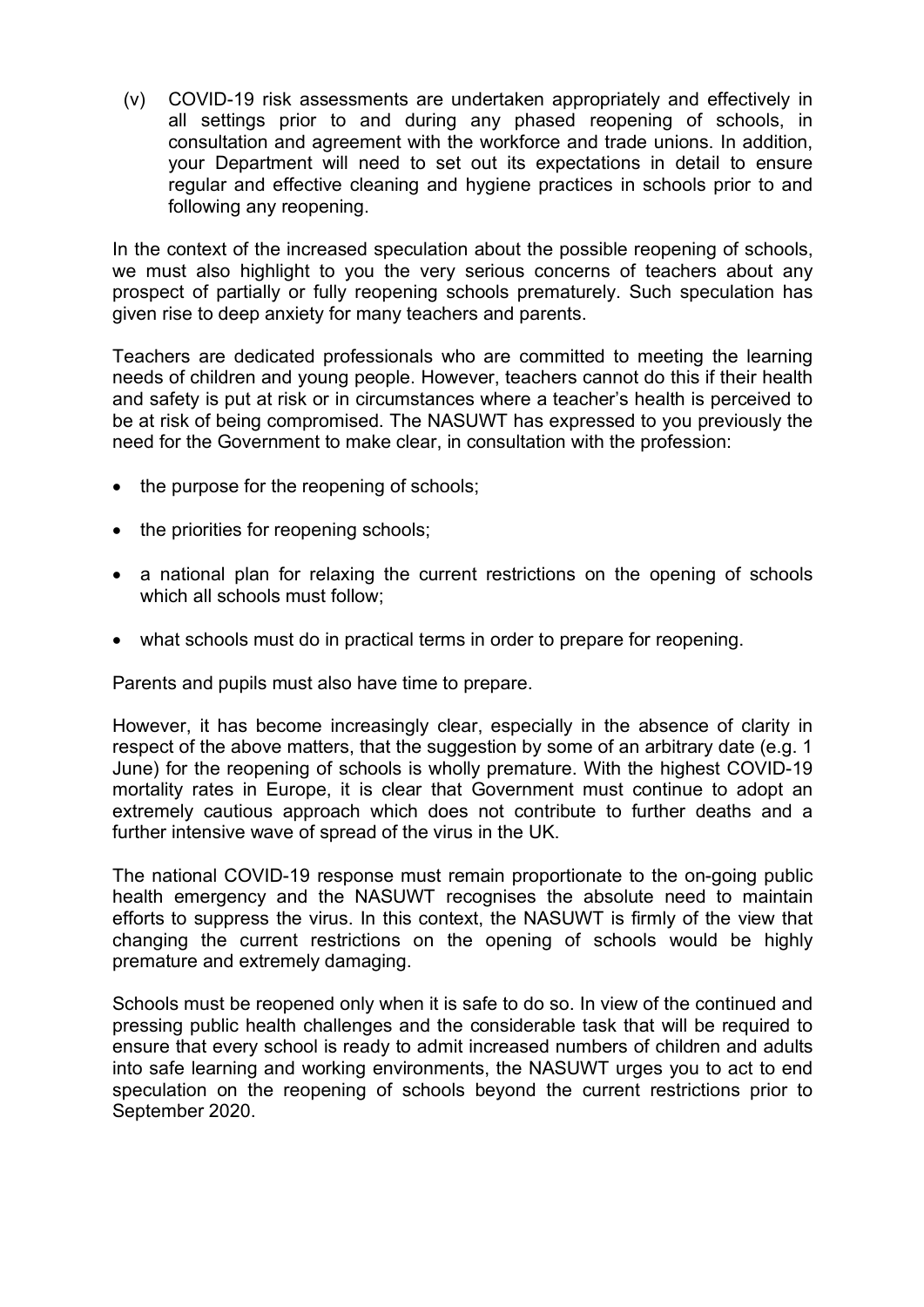(v) COVID-19 risk assessments are undertaken appropriately and effectively in all settings prior to and during any phased reopening of schools, in consultation and agreement with the workforce and trade unions. In addition, your Department will need to set out its expectations in detail to ensure regular and effective cleaning and hygiene practices in schools prior to and following any reopening.

In the context of the increased speculation about the possible reopening of schools, we must also highlight to you the very serious concerns of teachers about any prospect of partially or fully reopening schools prematurely. Such speculation has given rise to deep anxiety for many teachers and parents.

Teachers are dedicated professionals who are committed to meeting the learning needs of children and young people. However, teachers cannot do this if their health and safety is put at risk or in circumstances where a teacher's health is perceived to be at risk of being compromised. The NASUWT has expressed to you previously the need for the Government to make clear, in consultation with the profession:

- the purpose for the reopening of schools;
- the priorities for reopening schools;
- a national plan for relaxing the current restrictions on the opening of schools which all schools must follow;
- what schools must do in practical terms in order to prepare for reopening.

Parents and pupils must also have time to prepare.

However, it has become increasingly clear, especially in the absence of clarity in respect of the above matters, that the suggestion by some of an arbitrary date (e.g. 1 June) for the reopening of schools is wholly premature. With the highest COVID-19 mortality rates in Europe, it is clear that Government must continue to adopt an extremely cautious approach which does not contribute to further deaths and a further intensive wave of spread of the virus in the UK.

The national COVID-19 response must remain proportionate to the on-going public health emergency and the NASUWT recognises the absolute need to maintain efforts to suppress the virus. In this context, the NASUWT is firmly of the view that changing the current restrictions on the opening of schools would be highly premature and extremely damaging.

Schools must be reopened only when it is safe to do so. In view of the continued and pressing public health challenges and the considerable task that will be required to ensure that every school is ready to admit increased numbers of children and adults into safe learning and working environments, the NASUWT urges you to act to end speculation on the reopening of schools beyond the current restrictions prior to September 2020.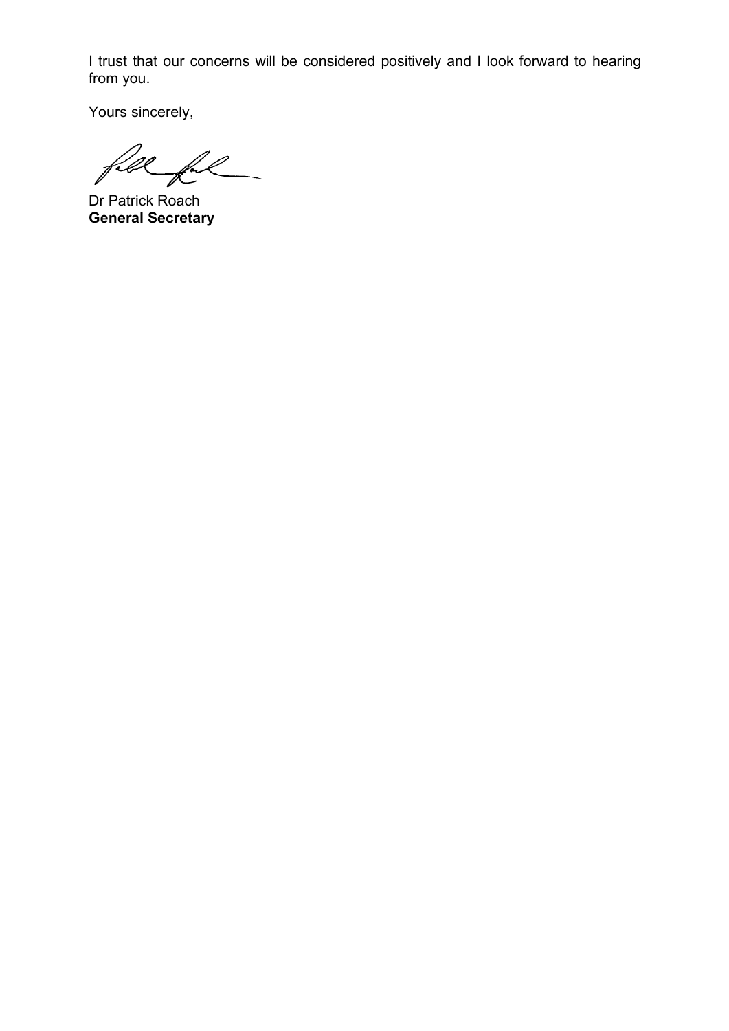I trust that our concerns will be considered positively and I look forward to hearing from you.

Yours sincerely,

Dr Patrick Roach
**General Secretary**